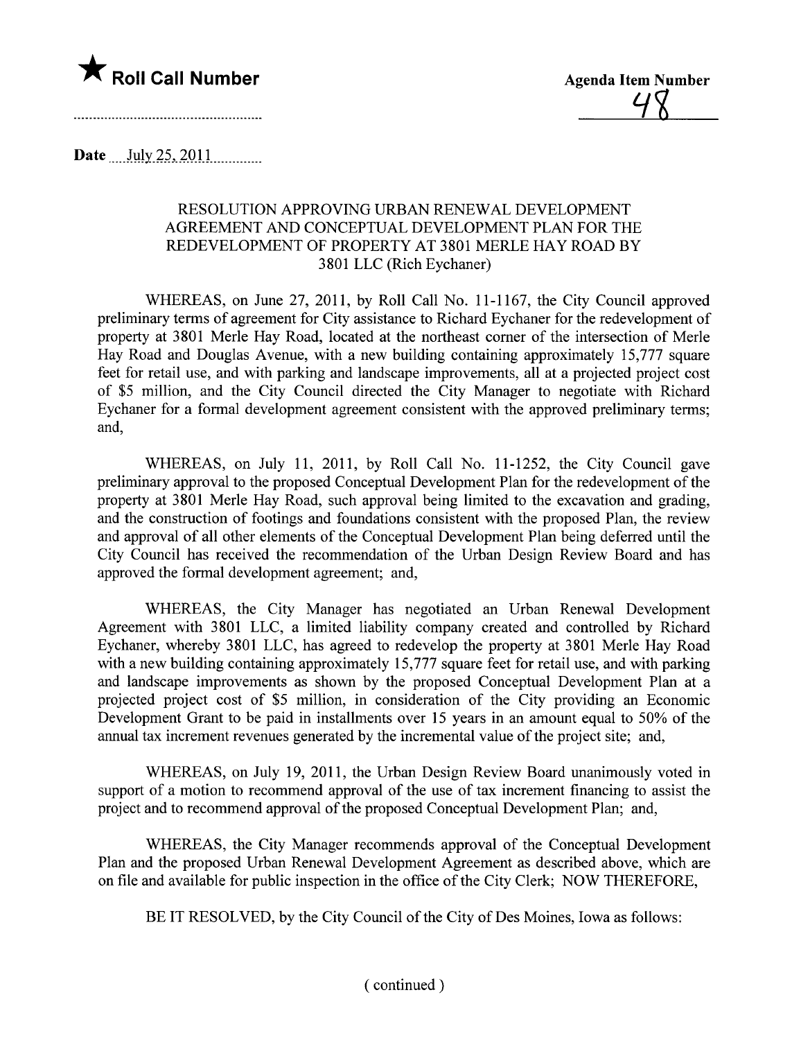★ **Roll Call Number**

**Agenda Item Number**

48

Date July 25, 2011

RESOLUTION APPROVING URBAN RENEWAL DEVELOPMENT AGREEMENT AND CONCEPTUAL DEVELOPMENT PLAN FOR THE REDEVELOPMENT OF PROPERTY AT 3801 MERLE HAY ROAD BY 3801 LLC (Rich Eychaner)

WHEREAS, on June 27, 2011, by Roll Call No. 11-1167, the City Council approved preliminary terms of agreement for City assistance to Richard Eychaner for the redevelopment of property at 3801 Merle Hay Road, located at the northeast corner of the intersection of Merle Hay Road and Douglas Avenue, with a new building containing approximately 15,777 square feet for retail use, and with parking and landscape improvements, all at a projected project cost of $5 million, and the City Council directed the City Manager to negotiate with Richard Eychaner for a formal development agreement consistent with the approved preliminary terms; and,

WHEREAS, on July 11, 2011, by Roll Call No. 11-1252, the City Council gave preliminary approval to the proposed Conceptual Development Plan for the redevelopment of the property at 3801 Merle Hay Road, such approval being limited to the excavation and grading, and the construction of footings and foundations consistent with the proposed Plan, the review and approval of all other elements of the Conceptual Development Plan being deferred until the City Council has received the recommendation of the Urban Design Review Board and has approved the formal development agreement; and,

WHEREAS, the City Manager has negotiated an Urban Renewal Development Agreement with 3801 LLC, a limited liability company created and controlled by Richard Eychaner, whereby 3801 LLC, has agreed to redevelop the property at 3801 Merle Hay Road with a new building containing approximately 15,777 square feet for retail use, and with parking and landscape improvements as shown by the proposed Conceptual Development Plan at a projected project cost of $5 million, in consideration of the City providing an Economic Development Grant to be paid in installments over 15 years in an amount equal to 50% of the annual tax increment revenues generated by the incremental value of the project site; and,

WHEREAS, on July 19, 2011, the Urban Design Review Board unanimously voted in support of a motion to recommend approval of the use of tax increment financing to assist the project and to recommend approval of the proposed Conceptual Development Plan; and,

WHEREAS, the City Manager recommends approval of the Conceptual Development Plan and the proposed Urban Renewal Development Agreement as described above, which are on file and available for public inspection in the office of the City Clerk; NOW THEREFORE,

BE IT RESOLVED, by the City Council of the City of Des Moines, Iowa as follows:

( continued )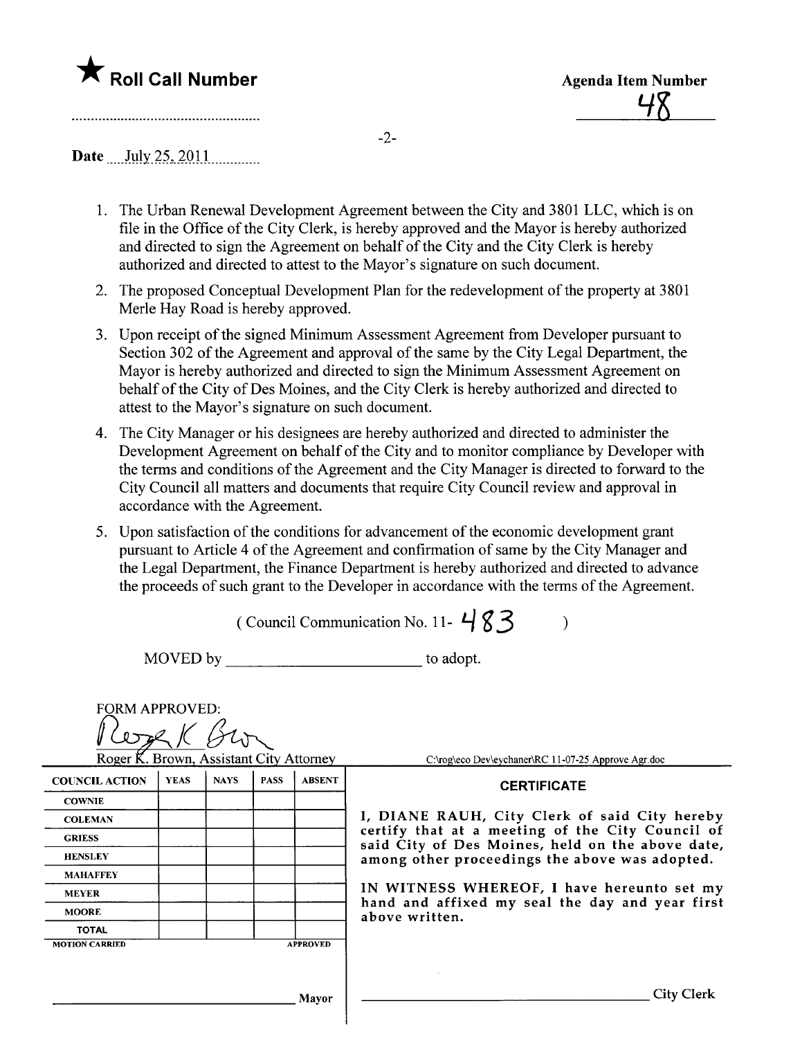★ **Roll Call Number**

**Agenda Item Number**

48

**Date** July 25, 2011

1. The Urban Renewal Development Agreement between the City and 3801 LLC, which is on file in the Office of the City Clerk, is hereby approved and the Mayor is hereby authorized and directed to sign the Agreement on behalf of the City and the City Clerk is hereby authorized and directed to attest to the Mayor's signature on such document.
2. The proposed Conceptual Development Plan for the redevelopment of the property at 3801 Merle Hay Road is hereby approved.
3. Upon receipt of the signed Minimum Assessment Agreement from Developer pursuant to Section 302 of the Agreement and approval of the same by the City Legal Department, the Mayor is hereby authorized and directed to sign the Minimum Assessment Agreement on behalf of the City of Des Moines, and the City Clerk is hereby authorized and directed to attest to the Mayor's signature on such document.
4. The City Manager or his designees are hereby authorized and directed to administer the Development Agreement on behalf of the City and to monitor compliance by Developer with the terms and conditions of the Agreement and the City Manager is directed to forward to the City Council all matters and documents that require City Council review and approval in accordance with the Agreement.
5. Upon satisfaction of the conditions for advancement of the economic development grant pursuant to Article 4 of the Agreement and confirmation of same by the City Manager and the Legal Department, the Finance Department is hereby authorized and directed to advance the proceeds of such grant to the Developer in accordance with the terms of the Agreement.

( Council Communication No. 11- 483 )

MOVED by ______________________ to adopt.

FORM APPROVED:

Roger K. Brown, Assistant City Attorney

C:\rog\eco Dev\eychaner\RC 11-07-25 Approve Agr.doc

| COUNCIL ACTION | YEAS | NAYS | PASS | ABSENT |
|---|---|---|---|---|
| COWNIE | | | | |
| COLEMAN | | | | |
| GRIESS | | | | |
| HENSLEY | | | | |
| MAHAFFEY | | | | |
| MEYER | | | | |
| MOORE | | | | |
| TOTAL | | | | |

MOTION CARRIED APPROVED

______________________ Mayor

**CERTIFICATE**

I, DIANE RAUH, City Clerk of said City hereby certify that at a meeting of the City Council of said City of Des Moines, held on the above date, among other proceedings the above was adopted.

IN WITNESS WHEREOF, I have hereunto set my hand and affixed my seal the day and year first above written.

______________________ City Clerk